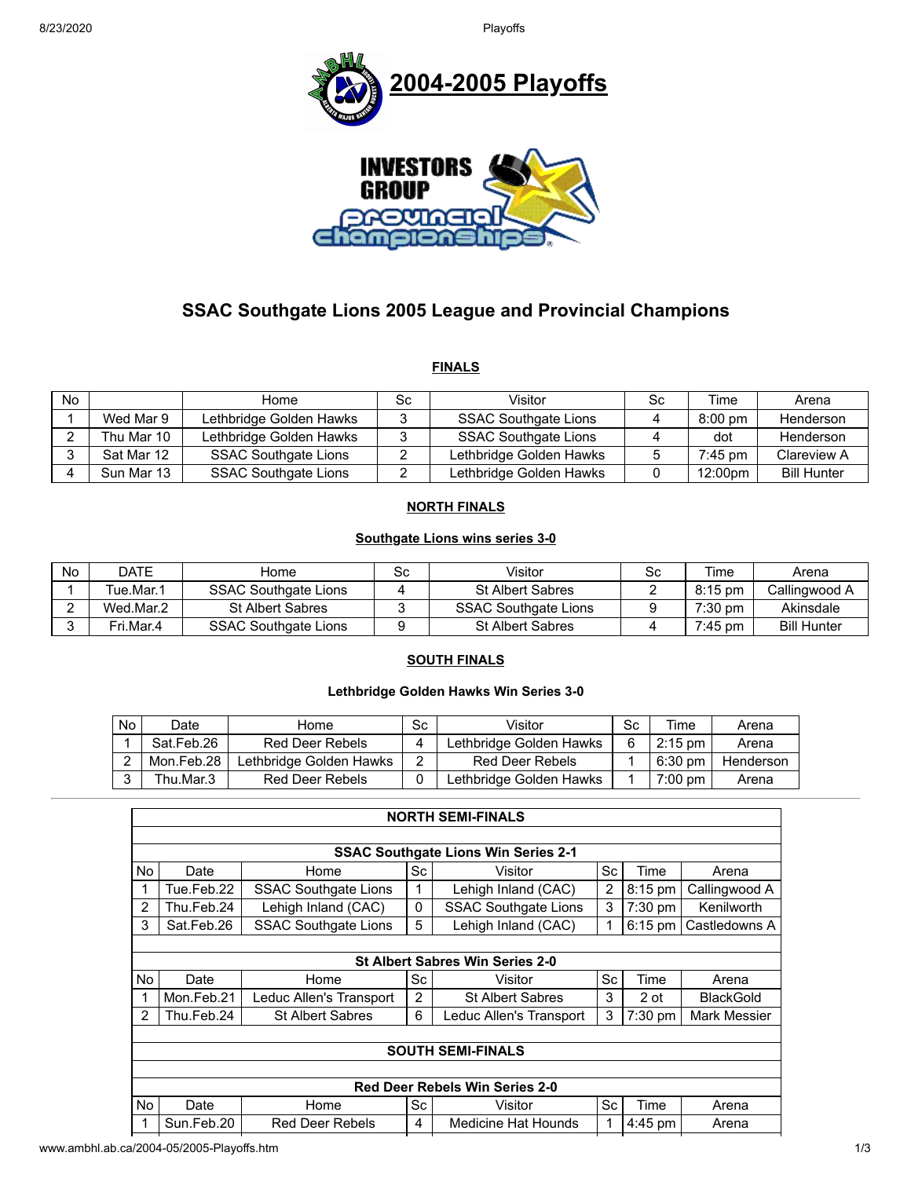# 2004-2005 Playoffs

## SSAC Southgate Lions 2005 League and Provincial Champions

### FINALS

| No | | Home | Sc | Visitor | Sc | Time | Arena |
|---|---|---|---|---|---|---|---|
| 1 | Wed Mar 9 | Lethbridge Golden Hawks | 3 | SSAC Southgate Lions | 4 | 8:00 pm | Henderson |
| 2 | Thu Mar 10 | Lethbridge Golden Hawks | 3 | SSAC Southgate Lions | 4 | dot | Henderson |
| 3 | Sat Mar 12 | SSAC Southgate Lions | 2 | Lethbridge Golden Hawks | 5 | 7:45 pm | Clareview A |
| 4 | Sun Mar 13 | SSAC Southgate Lions | 2 | Lethbridge Golden Hawks | 0 | 12:00pm | Bill Hunter |

### NORTH FINALS

**Southgate Lions wins series 3-0**

| No | DATE | Home | Sc | Visitor | Sc | Time | Arena |
|---|---|---|---|---|---|---|---|
| 1 | Tue.Mar.1 | SSAC Southgate Lions | 4 | St Albert Sabres | 2 | 8:15 pm | Callingwood A |
| 2 | Wed.Mar.2 | St Albert Sabres | 3 | SSAC Southgate Lions | 9 | 7:30 pm | Akinsdale |
| 3 | Fri.Mar.4 | SSAC Southgate Lions | 9 | St Albert Sabres | 4 | 7:45 pm | Bill Hunter |

### SOUTH FINALS

**Lethbridge Golden Hawks Win Series 3-0**

| No | Date | Home | Sc | Visitor | Sc | Time | Arena |
|---|---|---|---|---|---|---|---|
| 1 | Sat.Feb.26 | Red Deer Rebels | 4 | Lethbridge Golden Hawks | 6 | 2:15 pm | Arena |
| 2 | Mon.Feb.28 | Lethbridge Golden Hawks | 2 | Red Deer Rebels | 1 | 6:30 pm | Henderson |
| 3 | Thu.Mar.3 | Red Deer Rebels | 0 | Lethbridge Golden Hawks | 1 | 7:00 pm | Arena |

### NORTH SEMI-FINALS

**SSAC Southgate Lions Win Series 2-1**

| No | Date | Home | Sc | Visitor | Sc | Time | Arena |
|---|---|---|---|---|---|---|---|
| 1 | Tue.Feb.22 | SSAC Southgate Lions | 1 | Lehigh Inland (CAC) | 2 | 8:15 pm | Callingwood A |
| 2 | Thu.Feb.24 | Lehigh Inland (CAC) | 0 | SSAC Southgate Lions | 3 | 7:30 pm | Kenilworth |
| 3 | Sat.Feb.26 | SSAC Southgate Lions | 5 | Lehigh Inland (CAC) | 1 | 6:15 pm | Castledowns A |

**St Albert Sabres Win Series 2-0**

| No | Date | Home | Sc | Visitor | Sc | Time | Arena |
|---|---|---|---|---|---|---|---|
| 1 | Mon.Feb.21 | Leduc Allen's Transport | 2 | St Albert Sabres | 3 | 2 ot | BlackGold |
| 2 | Thu.Feb.24 | St Albert Sabres | 6 | Leduc Allen's Transport | 3 | 7:30 pm | Mark Messier |

### SOUTH SEMI-FINALS

**Red Deer Rebels Win Series 2-0**

| No | Date | Home | Sc | Visitor | Sc | Time | Arena |
|---|---|---|---|---|---|---|---|
| 1 | Sun.Feb.20 | Red Deer Rebels | 4 | Medicine Hat Hounds | 1 | 4:45 pm | Arena |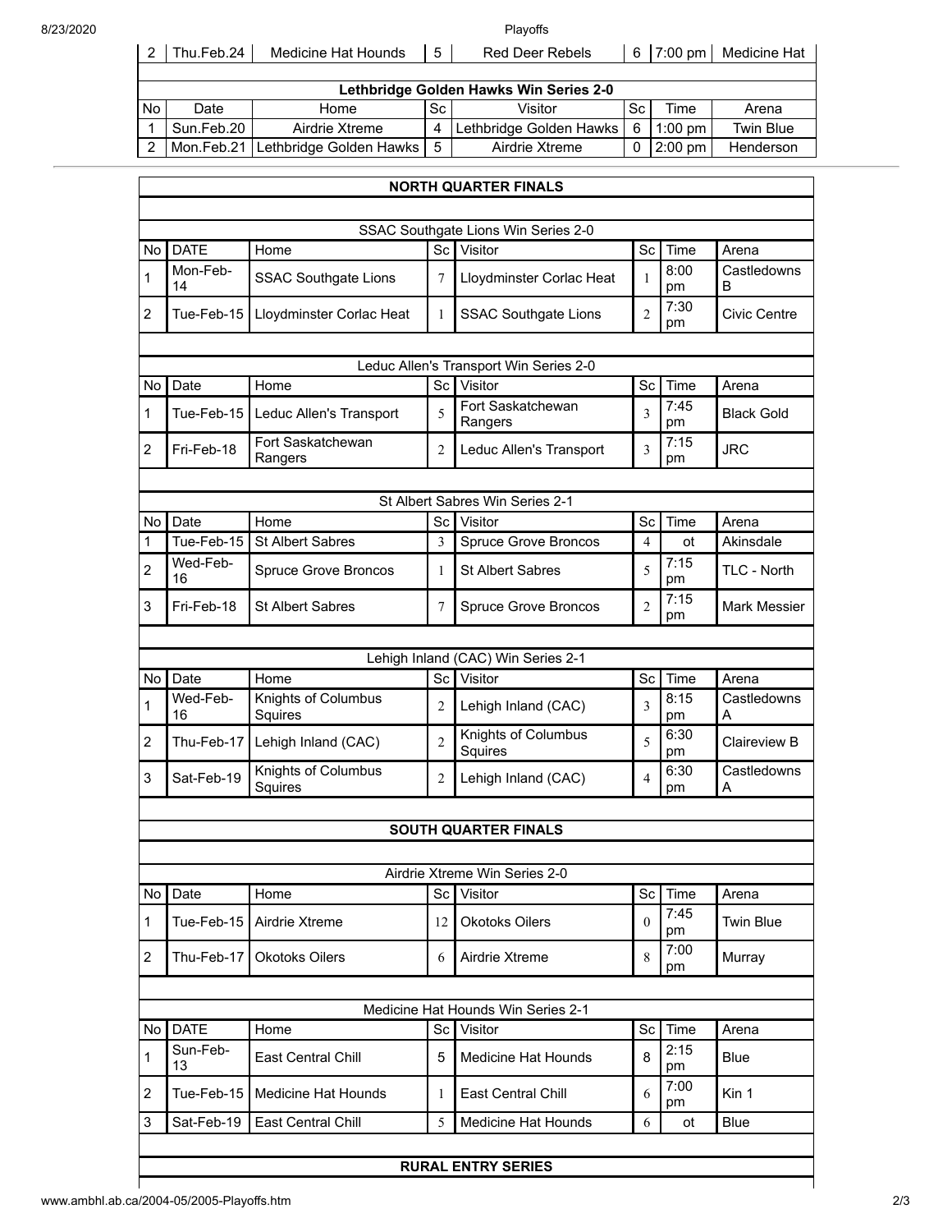| 2 | Thu.Feb.24 | Medicine Hat Hounds | 5 | Red Deer Rebels | 6 | 7:00 pm | Medicine Hat |
|---|---|---|---|---|---|---|---|

**Lethbridge Golden Hawks Win Series 2-0**

| No | Date | Home | Sc | Visitor | Sc | Time | Arena |
|---|---|---|---|---|---|---|---|
| 1 | Sun.Feb.20 | Airdrie Xtreme | 4 | Lethbridge Golden Hawks | 6 | 1:00 pm | Twin Blue |
| 2 | Mon.Feb.21 | Lethbridge Golden Hawks | 5 | Airdrie Xtreme | 0 | 2:00 pm | Henderson |

## NORTH QUARTER FINALS

SSAC Southgate Lions Win Series 2-0

| No | DATE | Home | Sc | Visitor | Sc | Time | Arena |
|---|---|---|---|---|---|---|---|
| 1 | Mon-Feb-14 | SSAC Southgate Lions | 7 | Lloydminster Corlac Heat | 1 | 8:00 pm | Castledowns B |
| 2 | Tue-Feb-15 | Lloydminster Corlac Heat | 1 | SSAC Southgate Lions | 2 | 7:30 pm | Civic Centre |

Leduc Allen's Transport Win Series 2-0

| No | Date | Home | Sc | Visitor | Sc | Time | Arena |
|---|---|---|---|---|---|---|---|
| 1 | Tue-Feb-15 | Leduc Allen's Transport | 5 | Fort Saskatchewan Rangers | 3 | 7:45 pm | Black Gold |
| 2 | Fri-Feb-18 | Fort Saskatchewan Rangers | 2 | Leduc Allen's Transport | 3 | 7:15 pm | JRC |

St Albert Sabres Win Series 2-1

| No | Date | Home | Sc | Visitor | Sc | Time | Arena |
|---|---|---|---|---|---|---|---|
| 1 | Tue-Feb-15 | St Albert Sabres | 3 | Spruce Grove Broncos | 4 | ot | Akinsdale |
| 2 | Wed-Feb-16 | Spruce Grove Broncos | 1 | St Albert Sabres | 5 | 7:15 pm | TLC - North |
| 3 | Fri-Feb-18 | St Albert Sabres | 7 | Spruce Grove Broncos | 2 | 7:15 pm | Mark Messier |

Lehigh Inland (CAC) Win Series 2-1

| No | Date | Home | Sc | Visitor | Sc | Time | Arena |
|---|---|---|---|---|---|---|---|
| 1 | Wed-Feb-16 | Knights of Columbus Squires | 2 | Lehigh Inland (CAC) | 3 | 8:15 pm | Castledowns A |
| 2 | Thu-Feb-17 | Lehigh Inland (CAC) | 2 | Knights of Columbus Squires | 5 | 6:30 pm | Claireview B |
| 3 | Sat-Feb-19 | Knights of Columbus Squires | 2 | Lehigh Inland (CAC) | 4 | 6:30 pm | Castledowns A |

## SOUTH QUARTER FINALS

Airdrie Xtreme Win Series 2-0

| No | Date | Home | Sc | Visitor | Sc | Time | Arena |
|---|---|---|---|---|---|---|---|
| 1 | Tue-Feb-15 | Airdrie Xtreme | 12 | Okotoks Oilers | 0 | 7:45 pm | Twin Blue |
| 2 | Thu-Feb-17 | Okotoks Oilers | 6 | Airdrie Xtreme | 8 | 7:00 pm | Murray |

Medicine Hat Hounds Win Series 2-1

| No | DATE | Home | Sc | Visitor | Sc | Time | Arena |
|---|---|---|---|---|---|---|---|
| 1 | Sun-Feb-13 | East Central Chill | 5 | Medicine Hat Hounds | 8 | 2:15 pm | Blue |
| 2 | Tue-Feb-15 | Medicine Hat Hounds | 1 | East Central Chill | 6 | 7:00 pm | Kin 1 |
| 3 | Sat-Feb-19 | East Central Chill | 5 | Medicine Hat Hounds | 6 | ot | Blue |

## RURAL ENTRY SERIES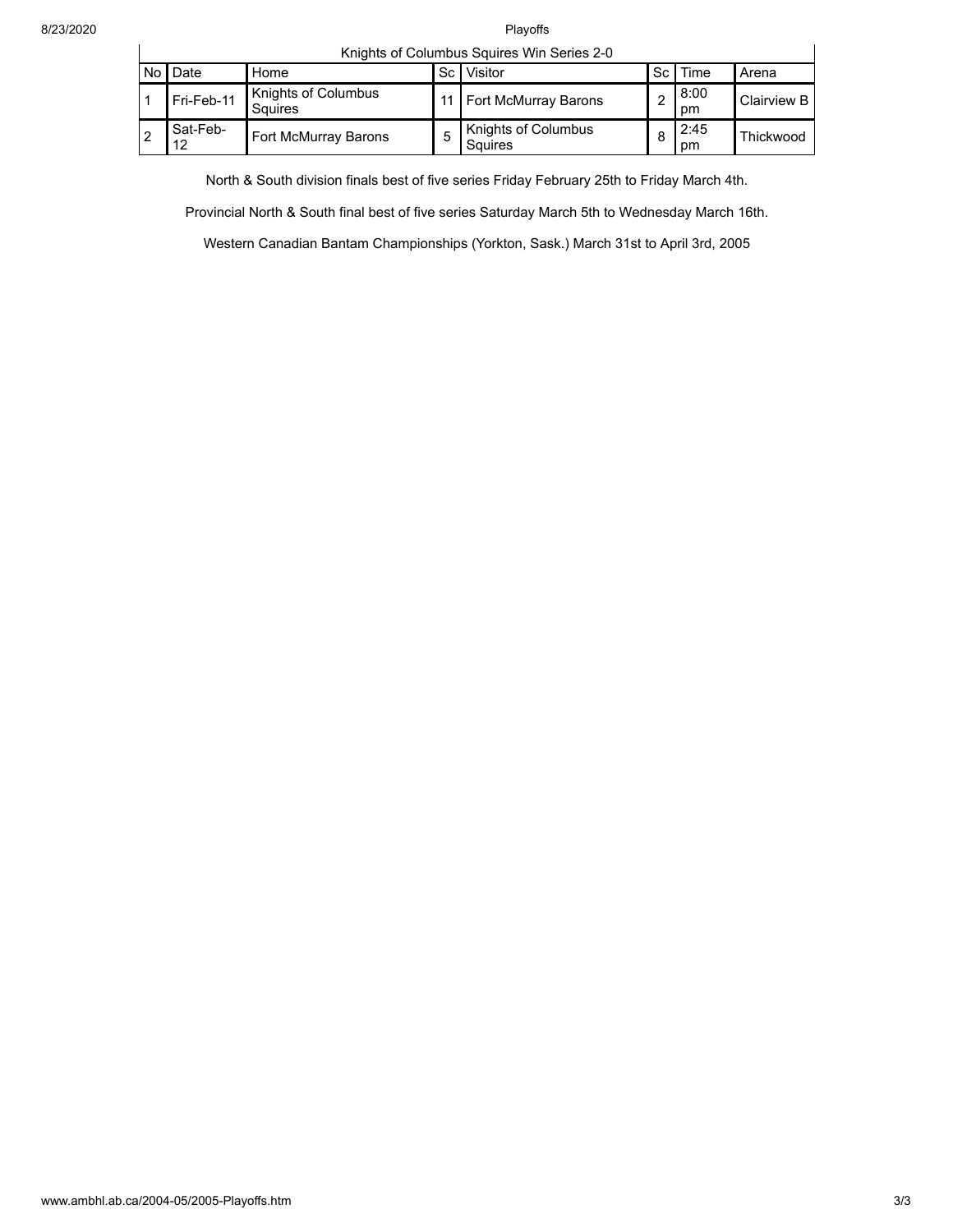Knights of Columbus Squires Win Series 2-0

| No | Date | Home | Sc | Visitor | Sc | Time | Arena |
|---|---|---|---|---|---|---|---|
| 1 | Fri-Feb-11 | Knights of Columbus Squires | 11 | Fort McMurray Barons | 2 | 8:00 pm | Clairview B |
| 2 | Sat-Feb-12 | Fort McMurray Barons | 5 | Knights of Columbus Squires | 8 | 2:45 pm | Thickwood |

North & South division finals best of five series Friday February 25th to Friday March 4th.

Provincial North & South final best of five series Saturday March 5th to Wednesday March 16th.

Western Canadian Bantam Championships (Yorkton, Sask.) March 31st to April 3rd, 2005